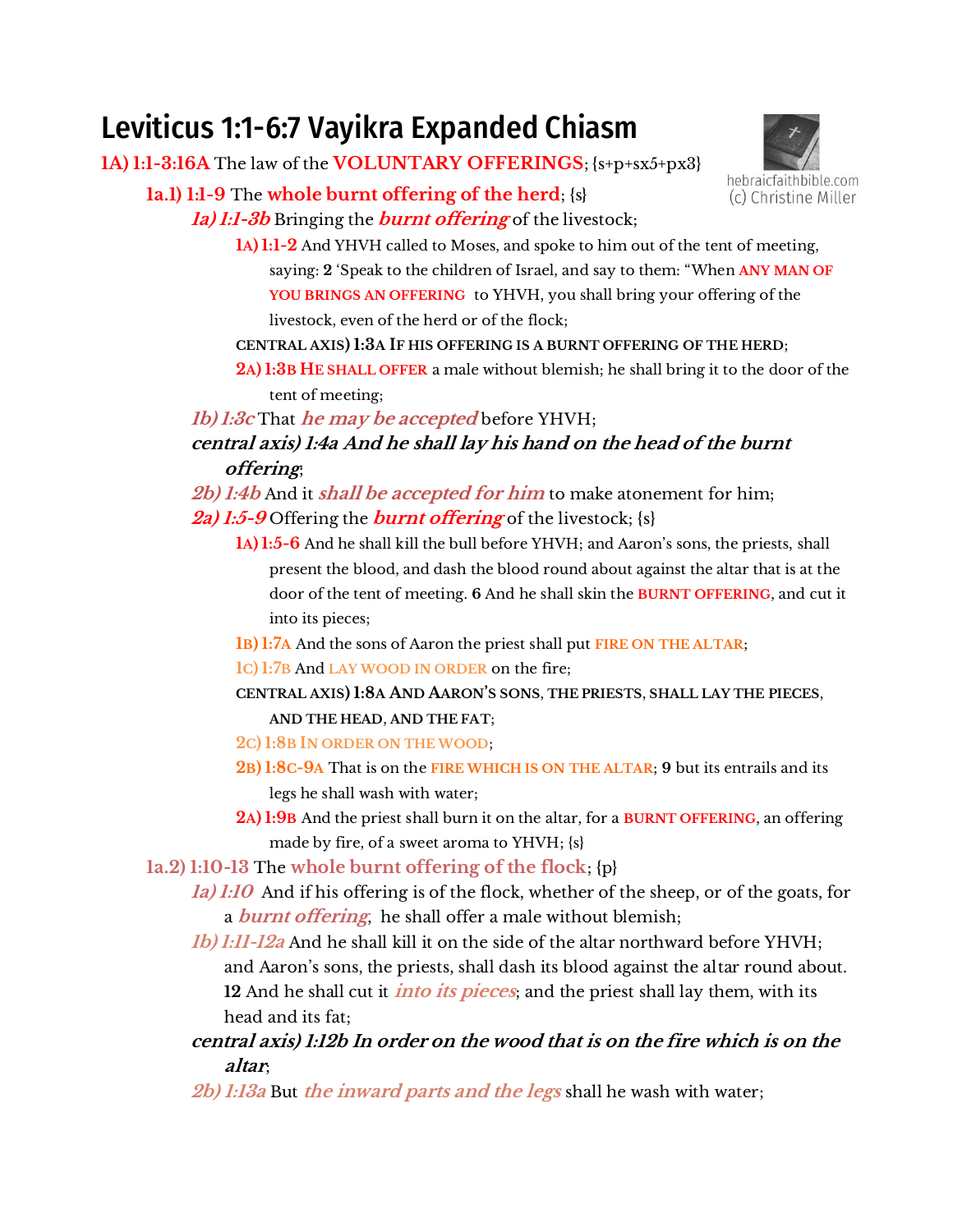# Leviticus 1:1-6:7 Vayikra Expanded Chiasm

hebraicfaithbible.com
(c) Christine Miller

**1A) 1:1-3:16A** The law of the **VOLUNTARY OFFERINGS**; {s+p+sx5+px3}

**1a.1) 1:1-9** The **whole burnt offering of the herd**; {s}

***1a) 1:1-3b*** Bringing the ***burnt offering*** of the livestock;

**1A) 1:1-2** And YHVH called to Moses, and spoke to him out of the tent of meeting, saying: **2** 'Speak to the children of Israel, and say to them: "When **ANY MAN OF YOU BRINGS AN OFFERING** to YHVH, you shall bring your offering of the livestock, even of the herd or of the flock;

**CENTRAL AXIS) 1:3A IF HIS OFFERING IS A BURNT OFFERING OF THE HERD**;

**2A) 1:3B HE SHALL OFFER** a male without blemish; he shall bring it to the door of the tent of meeting;

***1b) 1:3c*** That ***he may be accepted*** before YHVH;

***central axis) 1:4a And he shall lay his hand on the head of the burnt offering***;

***2b) 1:4b*** And it ***shall be accepted for him*** to make atonement for him;

***2a) 1:5-9*** Offering the ***burnt offering*** of the livestock; {s}

**1A) 1:5-6** And he shall kill the bull before YHVH; and Aaron's sons, the priests, shall present the blood, and dash the blood round about against the altar that is at the door of the tent of meeting. **6** And he shall skin the **BURNT OFFERING**, and cut it into its pieces;

**1B) 1:7A** And the sons of Aaron the priest shall put **FIRE ON THE ALTAR**;

**1C) 1:7B** And **LAY WOOD IN ORDER** on the fire;

**CENTRAL AXIS) 1:8A AND AARON'S SONS, THE PRIESTS, SHALL LAY THE PIECES, AND THE HEAD, AND THE FAT**;

**2C) 1:8B IN ORDER ON THE WOOD**;

**2B) 1:8C-9A** That is on the **FIRE WHICH IS ON THE ALTAR**; **9** but its entrails and its legs he shall wash with water;

**2A) 1:9B** And the priest shall burn it on the altar, for a **BURNT OFFERING**, an offering made by fire, of a sweet aroma to YHVH; {s}

**1a.2) 1:10-13** The **whole burnt offering of the flock**; {p}

***1a) 1:10*** And if his offering is of the flock, whether of the sheep, or of the goats, for a ***burnt offering***, he shall offer a male without blemish;

***1b) 1:11-12a*** And he shall kill it on the side of the altar northward before YHVH; and Aaron's sons, the priests, shall dash its blood against the altar round about. **12** And he shall cut it ***into its pieces***; and the priest shall lay them, with its head and its fat;

***central axis) 1:12b In order on the wood that is on the fire which is on the altar***;

***2b) 1:13a*** But ***the inward parts and the legs*** shall he wash with water;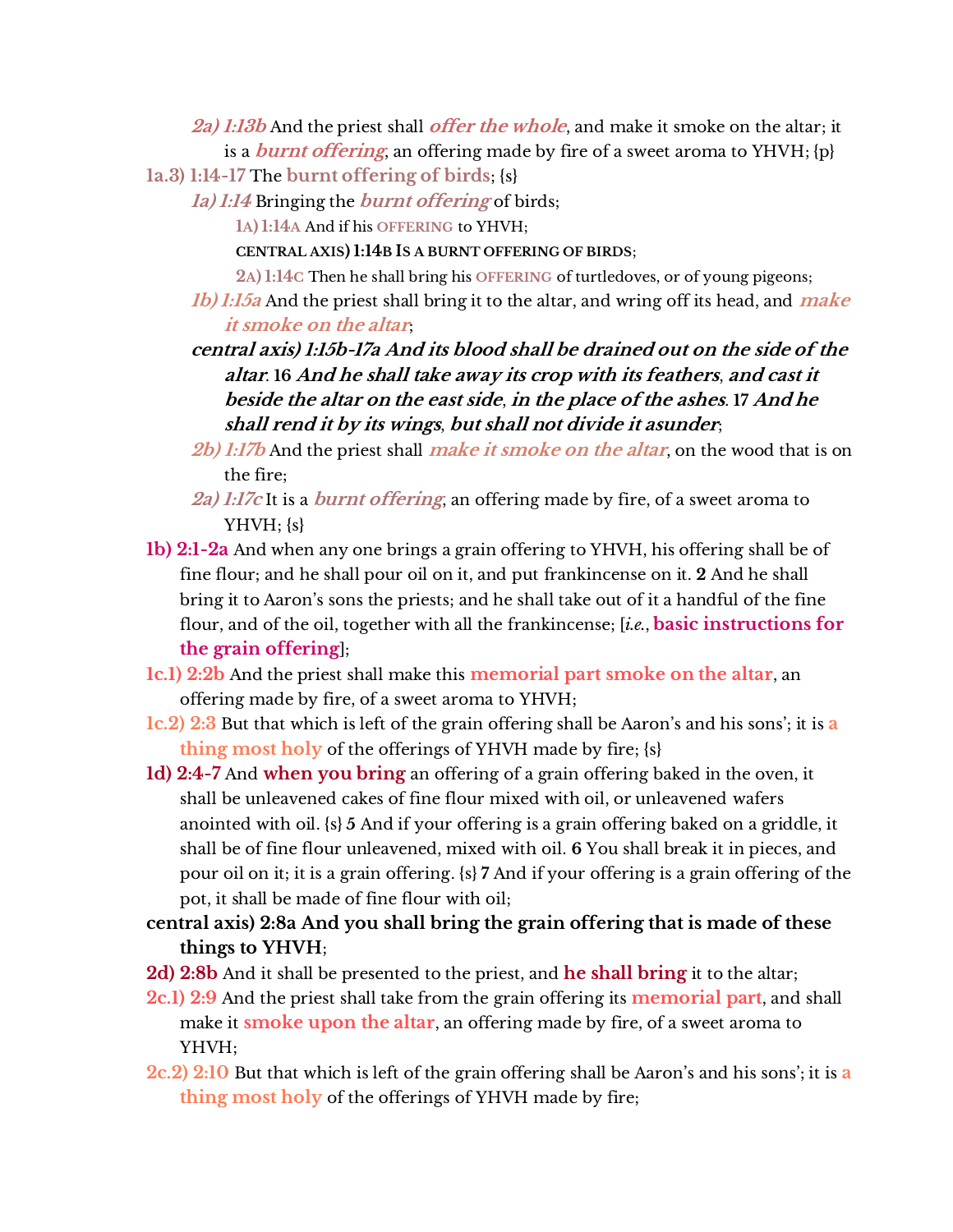*2a) 1:13b* And the priest shall ***offer the whole***, and make it smoke on the altar; it is a ***burnt offering***, an offering made by fire of a sweet aroma to YHVH; {p}

**1a.3) 1:14-17** The **burnt offering of birds**; {s}

*1a) 1:14* Bringing the ***burnt offering*** of birds;

1A) 1:14A And if his OFFERING to YHVH;

**CENTRAL AXIS) 1:14B IS A BURNT OFFERING OF BIRDS**;

2A) 1:14C Then he shall bring his OFFERING of turtledoves, or of young pigeons;

*1b) 1:15a* And the priest shall bring it to the altar, and wring off its head, and ***make it smoke on the altar***;

***central axis) 1:15b-17a And its blood shall be drained out on the side of the altar. 16 And he shall take away its crop with its feathers, and cast it beside the altar on the east side, in the place of the ashes. 17 And he shall rend it by its wings, but shall not divide it asunder***;

*2b) 1:17b* And the priest shall ***make it smoke on the altar***, on the wood that is on the fire;

*2a) 1:17c* It is a ***burnt offering***, an offering made by fire, of a sweet aroma to YHVH; {s}

**1b) 2:1-2a** And when any one brings a grain offering to YHVH, his offering shall be of fine flour; and he shall pour oil on it, and put frankincense on it. **2** And he shall bring it to Aaron's sons the priests; and he shall take out of it a handful of the fine flour, and of the oil, together with all the frankincense; [*i.e.*, **basic instructions for the grain offering**];

**1c.1) 2:2b** And the priest shall make this **memorial part smoke on the altar**, an offering made by fire, of a sweet aroma to YHVH;

**1c.2) 2:3** But that which is left of the grain offering shall be Aaron's and his sons'; it is **a thing most holy** of the offerings of YHVH made by fire; {s}

**1d) 2:4-7** And **when you bring** an offering of a grain offering baked in the oven, it shall be unleavened cakes of fine flour mixed with oil, or unleavened wafers anointed with oil. {s} **5** And if your offering is a grain offering baked on a griddle, it shall be of fine flour unleavened, mixed with oil. **6** You shall break it in pieces, and pour oil on it; it is a grain offering. {s} **7** And if your offering is a grain offering of the pot, it shall be made of fine flour with oil;

**central axis) 2:8a And you shall bring the grain offering that is made of these things to YHVH**;

**2d) 2:8b** And it shall be presented to the priest, and **he shall bring** it to the altar;

**2c.1) 2:9** And the priest shall take from the grain offering its **memorial part**, and shall make it **smoke upon the altar**, an offering made by fire, of a sweet aroma to YHVH;

**2c.2) 2:10** But that which is left of the grain offering shall be Aaron's and his sons'; it is **a thing most holy** of the offerings of YHVH made by fire;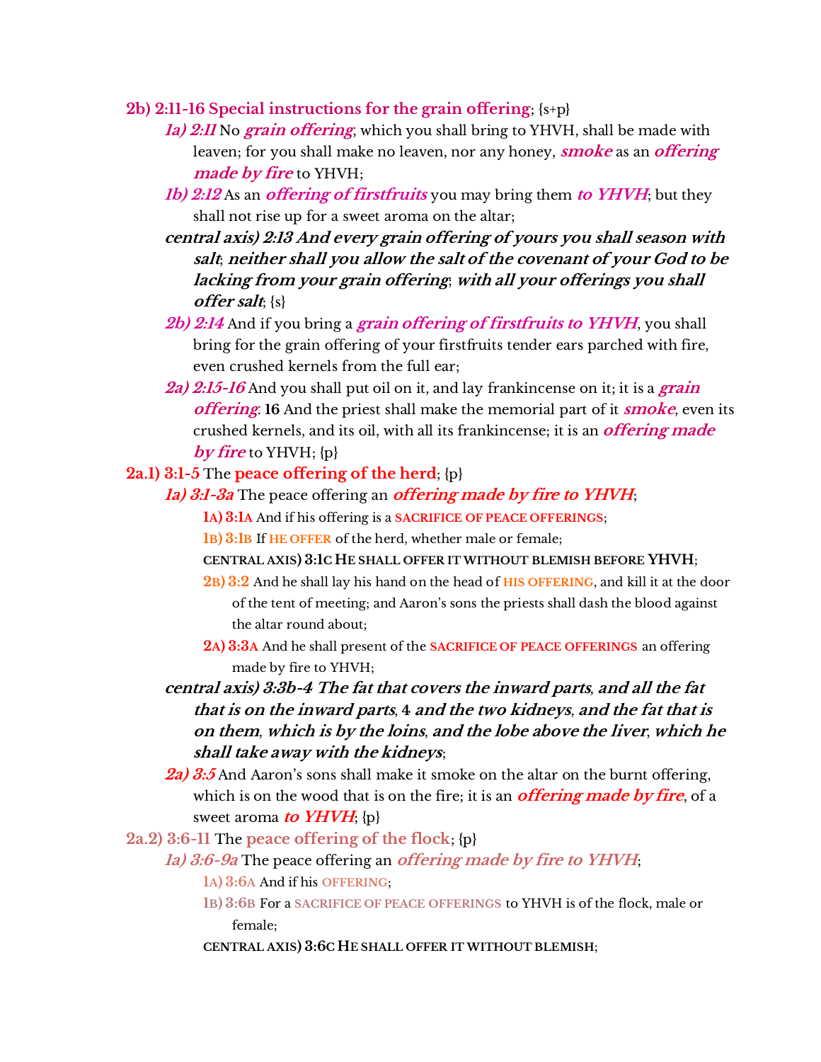**2b) 2:11-16 Special instructions for the grain offering**; {s+p}

- ***1a) 2:11*** No ***grain offering***, which you shall bring to YHVH, shall be made with leaven; for you shall make no leaven, nor any honey, ***smoke*** as an ***offering made by fire*** to YHVH;
- ***1b) 2:12*** As an ***offering of firstfruits*** you may bring them ***to YHVH***; but they shall not rise up for a sweet aroma on the altar;
- ***central axis) 2:13 And every grain offering of yours you shall season with salt***; ***neither shall you allow the salt of the covenant of your God to be lacking from your grain offering***; ***with all your offerings you shall offer salt***; {s}
- ***2b) 2:14*** And if you bring a ***grain offering of firstfruits to YHVH***, you shall bring for the grain offering of your firstfruits tender ears parched with fire, even crushed kernels from the full ear;
- ***2a) 2:15-16*** And you shall put oil on it, and lay frankincense on it; it is a ***grain offering***: **16** And the priest shall make the memorial part of it ***smoke***, even its crushed kernels, and its oil, with all its frankincense; it is an ***offering made by fire*** to YHVH; {p}

**2a.1) 3:1-5** The **peace offering of the herd**; {p}

- ***1a) 3:1-3a*** The peace offering an ***offering made by fire to YHVH***;
  - **1A) 3:1A** And if his offering is a **SACRIFICE OF PEACE OFFERINGS**;
  - **1B) 3:1B** If **HE OFFER** of the herd, whether male or female;
  - **CENTRAL AXIS) 3:1C HE SHALL OFFER IT WITHOUT BLEMISH BEFORE YHVH**;
  - **2B) 3:2** And he shall lay his hand on the head of **HIS OFFERING**, and kill it at the door of the tent of meeting; and Aaron's sons the priests shall dash the blood against the altar round about;
  - **2A) 3:3A** And he shall present of the **SACRIFICE OF PEACE OFFERINGS** an offering made by fire to YHVH;
- ***central axis) 3:3b-4 The fat that covers the inward parts***, ***and all the fat that is on the inward parts***, **4** ***and the two kidneys***, ***and the fat that is on them***, ***which is by the loins***, ***and the lobe above the liver***, ***which he shall take away with the kidneys***;
- ***2a) 3:5*** And Aaron's sons shall make it smoke on the altar on the burnt offering, which is on the wood that is on the fire; it is an ***offering made by fire***, of a sweet aroma ***to YHVH***; {p}

**2a.2) 3:6-11** The **peace offering of the flock**; {p}

- ***1a) 3:6-9a*** The peace offering an ***offering made by fire to YHVH***;
  - **1A) 3:6A** And if his **OFFERING**;
  - **1B) 3:6B** For a **SACRIFICE OF PEACE OFFERINGS** to YHVH is of the flock, male or female;
  - **CENTRAL AXIS) 3:6C HE SHALL OFFER IT WITHOUT BLEMISH**;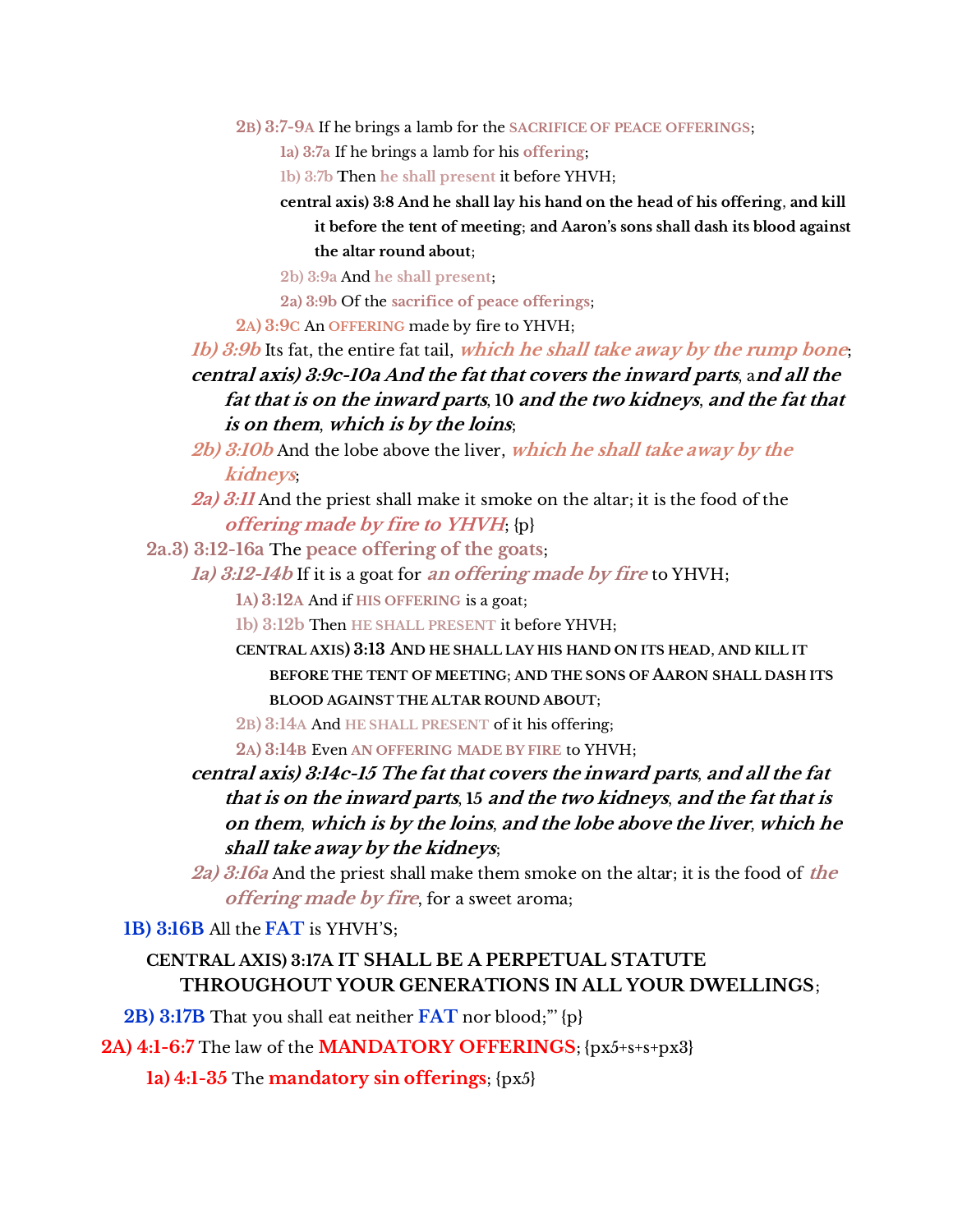2B) 3:7-9A If he brings a lamb for the SACRIFICE OF PEACE OFFERINGS;

1a) 3:7a If he brings a lamb for his offering;

1b) 3:7b Then he shall present it before YHVH;

**central axis) 3:8 And he shall lay his hand on the head of his offering, and kill it before the tent of meeting; and Aaron's sons shall dash its blood against the altar round about;**

2b) 3:9a And he shall present;

2a) 3:9b Of the sacrifice of peace offerings;

2A) 3:9C An OFFERING made by fire to YHVH;

*1b) 3:9b* Its fat, the entire fat tail, ***which he shall take away by the rump bone***;

***central axis) 3:9c-10a And the fat that covers the inward parts, and all the fat that is on the inward parts, 10 and the two kidneys, and the fat that is on them, which is by the loins;***

*2b) 3:10b* And the lobe above the liver, ***which he shall take away by the kidneys***;

*2a) 3:11* And the priest shall make it smoke on the altar; it is the food of the ***offering made by fire to YHVH***; {p}

2a.3) 3:12-16a The **peace offering of the goats**;

*1a) 3:12-14b* If it is a goat for ***an offering made by fire*** to YHVH;

1A) 3:12A And if HIS OFFERING is a goat;

1b) 3:12b Then HE SHALL PRESENT it before YHVH;

**CENTRAL AXIS) 3:13 AND HE SHALL LAY HIS HAND ON ITS HEAD, AND KILL IT BEFORE THE TENT OF MEETING; AND THE SONS OF AARON SHALL DASH ITS BLOOD AGAINST THE ALTAR ROUND ABOUT;**

2B) 3:14A And HE SHALL PRESENT of it his offering;

2A) 3:14B Even AN OFFERING MADE BY FIRE to YHVH;

***central axis) 3:14c-15 The fat that covers the inward parts, and all the fat that is on the inward parts, 15 and the two kidneys, and the fat that is on them, which is by the loins, and the lobe above the liver, which he shall take away by the kidneys;***

*2a) 3:16a* And the priest shall make them smoke on the altar; it is the food of ***the offering made by fire***, for a sweet aroma;

**1B) 3:16B** All the **FAT** is YHVH'S;

**CENTRAL AXIS) 3:17A IT SHALL BE A PERPETUAL STATUTE THROUGHOUT YOUR GENERATIONS IN ALL YOUR DWELLINGS;**

**2B) 3:17B** That you shall eat neither **FAT** nor blood;'" {p}

**2A) 4:1-6:7** The law of the **MANDATORY OFFERINGS**; {px5+s+s+px3}

**1a) 4:1-35** The **mandatory sin offerings**; {px5}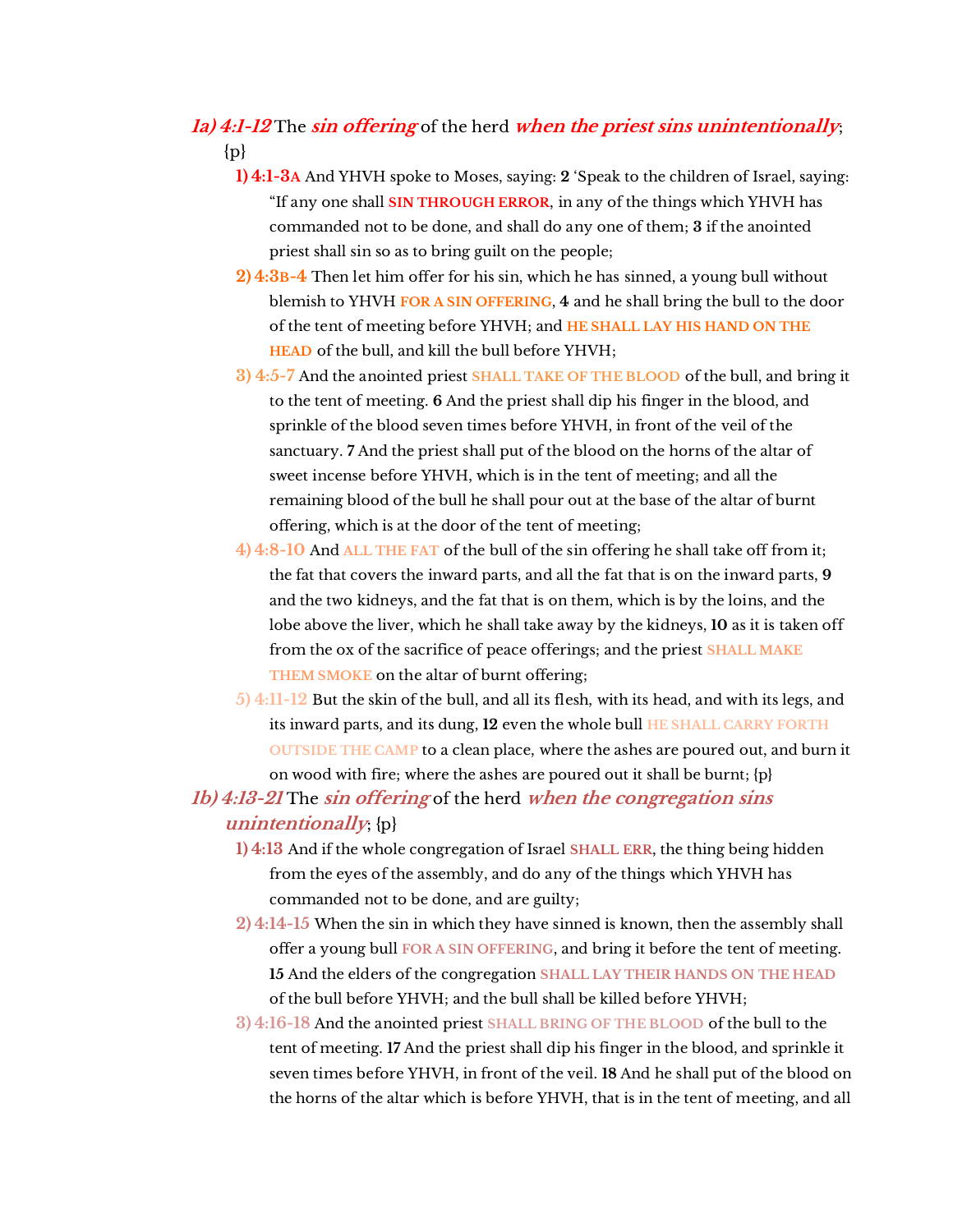**_1a) 4:1-12_** The ***sin offering*** of the herd ***when the priest sins unintentionally***; {p}

- **1) 4:1-3A** And YHVH spoke to Moses, saying: **2** 'Speak to the children of Israel, saying: "If any one shall **SIN THROUGH ERROR**, in any of the things which YHVH has commanded not to be done, and shall do any one of them; **3** if the anointed priest shall sin so as to bring guilt on the people;
- **2) 4:3B-4** Then let him offer for his sin, which he has sinned, a young bull without blemish to YHVH **FOR A SIN OFFERING**, **4** and he shall bring the bull to the door of the tent of meeting before YHVH; and **HE SHALL LAY HIS HAND ON THE HEAD** of the bull, and kill the bull before YHVH;
- **3) 4:5-7** And the anointed priest **SHALL TAKE OF THE BLOOD** of the bull, and bring it to the tent of meeting. **6** And the priest shall dip his finger in the blood, and sprinkle of the blood seven times before YHVH, in front of the veil of the sanctuary. **7** And the priest shall put of the blood on the horns of the altar of sweet incense before YHVH, which is in the tent of meeting; and all the remaining blood of the bull he shall pour out at the base of the altar of burnt offering, which is at the door of the tent of meeting;
- **4) 4:8-10** And **ALL THE FAT** of the bull of the sin offering he shall take off from it; the fat that covers the inward parts, and all the fat that is on the inward parts, **9** and the two kidneys, and the fat that is on them, which is by the loins, and the lobe above the liver, which he shall take away by the kidneys, **10** as it is taken off from the ox of the sacrifice of peace offerings; and the priest **SHALL MAKE THEM SMOKE** on the altar of burnt offering;
- **5) 4:11-12** But the skin of the bull, and all its flesh, with its head, and with its legs, and its inward parts, and its dung, **12** even the whole bull **HE SHALL CARRY FORTH OUTSIDE THE CAMP** to a clean place, where the ashes are poured out, and burn it on wood with fire; where the ashes are poured out it shall be burnt; {p}

**_1b) 4:13-21_** The ***sin offering*** of the herd ***when the congregation sins unintentionally***; {p}

- **1) 4:13** And if the whole congregation of Israel **SHALL ERR**, the thing being hidden from the eyes of the assembly, and do any of the things which YHVH has commanded not to be done, and are guilty;
- **2) 4:14-15** When the sin in which they have sinned is known, then the assembly shall offer a young bull **FOR A SIN OFFERING**, and bring it before the tent of meeting. **15** And the elders of the congregation **SHALL LAY THEIR HANDS ON THE HEAD** of the bull before YHVH; and the bull shall be killed before YHVH;
- **3) 4:16-18** And the anointed priest **SHALL BRING OF THE BLOOD** of the bull to the tent of meeting. **17** And the priest shall dip his finger in the blood, and sprinkle it seven times before YHVH, in front of the veil. **18** And he shall put of the blood on the horns of the altar which is before YHVH, that is in the tent of meeting, and all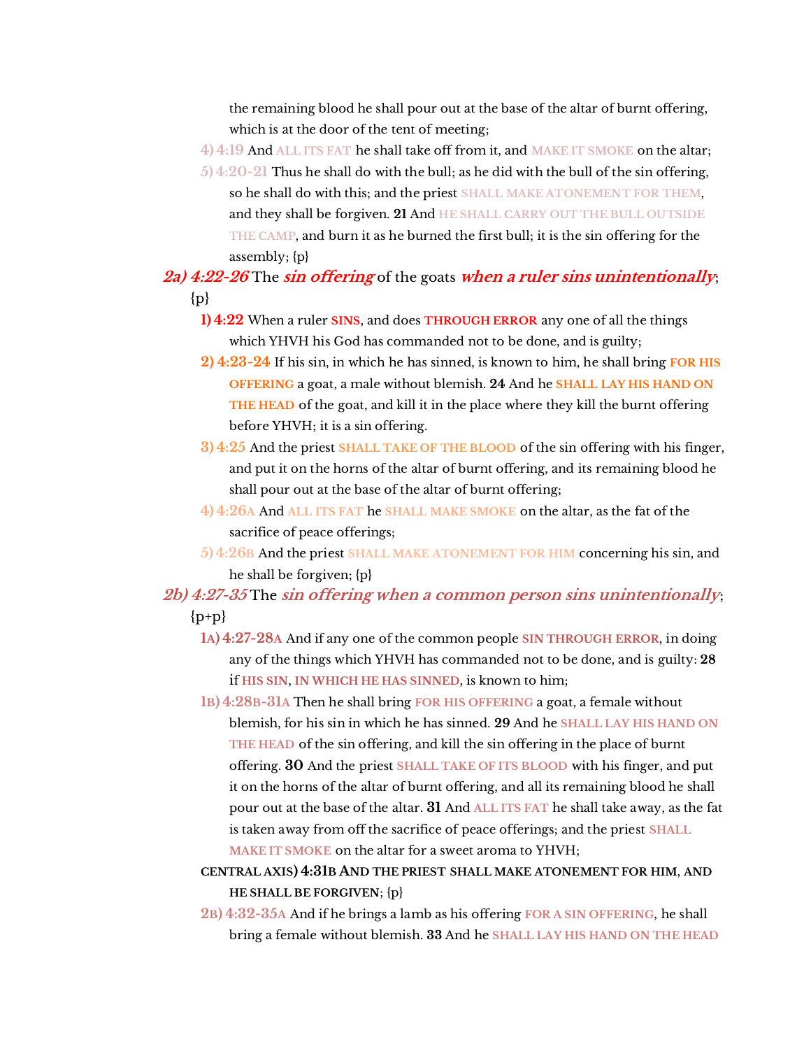the remaining blood he shall pour out at the base of the altar of burnt offering, which is at the door of the tent of meeting;

- **4) 4:19** And ALL ITS FAT he shall take off from it, and MAKE IT SMOKE on the altar;
- **5) 4:20-21** Thus he shall do with the bull; as he did with the bull of the sin offering, so he shall do with this; and the priest SHALL MAKE ATONEMENT FOR THEM, and they shall be forgiven. **21** And HE SHALL CARRY OUT THE BULL OUTSIDE THE CAMP, and burn it as he burned the first bull; it is the sin offering for the assembly; {p}

***2a) 4:22-26*** The ***sin offering*** of the goats ***when a ruler sins unintentionally***; {p}

- **1) 4:22** When a ruler **SINS**, and does **THROUGH ERROR** any one of all the things which YHVH his God has commanded not to be done, and is guilty;
- **2) 4:23-24** If his sin, in which he has sinned, is known to him, he shall bring **FOR HIS OFFERING** a goat, a male without blemish. **24** And he **SHALL LAY HIS HAND ON THE HEAD** of the goat, and kill it in the place where they kill the burnt offering before YHVH; it is a sin offering.
- **3) 4:25** And the priest **SHALL TAKE OF THE BLOOD** of the sin offering with his finger, and put it on the horns of the altar of burnt offering, and its remaining blood he shall pour out at the base of the altar of burnt offering;
- **4) 4:26A** And **ALL ITS FAT** he **SHALL MAKE SMOKE** on the altar, as the fat of the sacrifice of peace offerings;
- **5) 4:26B** And the priest **SHALL MAKE ATONEMENT FOR HIM** concerning his sin, and he shall be forgiven; {p}

***2b) 4:27-35*** The ***sin offering when a common person sins unintentionally***; {p+p}

- **1A) 4:27-28A** And if any one of the common people **SIN THROUGH ERROR**, in doing any of the things which YHVH has commanded not to be done, and is guilty: **28** if **HIS SIN**, **IN WHICH HE HAS SINNED**, is known to him;
- **1B) 4:28B-31A** Then he shall bring **FOR HIS OFFERING** a goat, a female without blemish, for his sin in which he has sinned. **29** And he **SHALL LAY HIS HAND ON THE HEAD** of the sin offering, and kill the sin offering in the place of burnt offering. **30** And the priest **SHALL TAKE OF ITS BLOOD** with his finger, and put it on the horns of the altar of burnt offering, and all its remaining blood he shall pour out at the base of the altar. **31** And **ALL ITS FAT** he shall take away, as the fat is taken away from off the sacrifice of peace offerings; and the priest **SHALL MAKE IT SMOKE** on the altar for a sweet aroma to YHVH;
- **CENTRAL AXIS) 4:31B AND THE PRIEST SHALL MAKE ATONEMENT FOR HIM, AND HE SHALL BE FORGIVEN**; {p}
- **2B) 4:32-35A** And if he brings a lamb as his offering **FOR A SIN OFFERING**, he shall bring a female without blemish. **33** And he **SHALL LAY HIS HAND ON THE HEAD**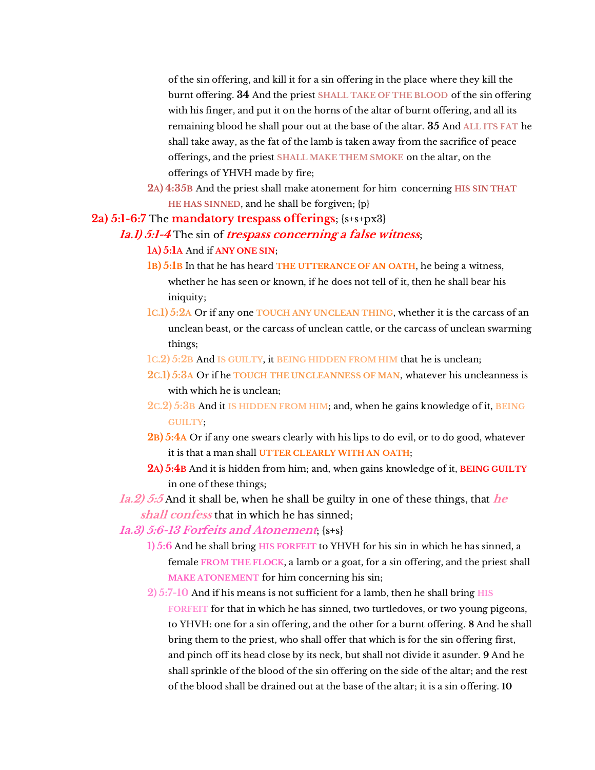of the sin offering, and kill it for a sin offering in the place where they kill the burnt offering. **34** And the priest SHALL TAKE OF THE BLOOD of the sin offering with his finger, and put it on the horns of the altar of burnt offering, and all its remaining blood he shall pour out at the base of the altar. **35** And ALL ITS FAT he shall take away, as the fat of the lamb is taken away from the sacrifice of peace offerings, and the priest SHALL MAKE THEM SMOKE on the altar, on the offerings of YHVH made by fire;

**2A) 4:35B** And the priest shall make atonement for him concerning HIS SIN THAT HE HAS SINNED, and he shall be forgiven; {p}

**2a) 5:1-6:7** The **mandatory trespass offerings**; {s+s+px3}

***1a.1) 5:1-4*** The sin of ***trespass concerning a false witness***;

**1A) 5:1A** And if ANY ONE SIN;

**1B) 5:1B** In that he has heard THE UTTERANCE OF AN OATH, he being a witness, whether he has seen or known, if he does not tell of it, then he shall bear his iniquity;

**1C.1) 5:2A** Or if any one TOUCH ANY UNCLEAN THING, whether it is the carcass of an unclean beast, or the carcass of unclean cattle, or the carcass of unclean swarming things;

**1C.2) 5:2B** And IS GUILTY, it BEING HIDDEN FROM HIM that he is unclean;

**2C.1) 5:3A** Or if he TOUCH THE UNCLEANNESS OF MAN, whatever his uncleanness is with which he is unclean;

**2C.2) 5:3B** And it IS HIDDEN FROM HIM; and, when he gains knowledge of it, BEING GUILTY;

**2B) 5:4A** Or if any one swears clearly with his lips to do evil, or to do good, whatever it is that a man shall UTTER CLEARLY WITH AN OATH;

**2A) 5:4B** And it is hidden from him; and, when gains knowledge of it, **BEING GUILTY** in one of these things;

***1a.2) 5:5*** And it shall be, when he shall be guilty in one of these things, that ***he shall confess*** that in which he has sinned;

***1a.3) 5:6-13 Forfeits and Atonement***; {s+s}

**1) 5:6** And he shall bring HIS FORFEIT to YHVH for his sin in which he has sinned, a female FROM THE FLOCK, a lamb or a goat, for a sin offering, and the priest shall MAKE ATONEMENT for him concerning his sin;

**2) 5:7-10** And if his means is not sufficient for a lamb, then he shall bring HIS FORFEIT for that in which he has sinned, two turtledoves, or two young pigeons, to YHVH: one for a sin offering, and the other for a burnt offering. **8** And he shall bring them to the priest, who shall offer that which is for the sin offering first, and pinch off its head close by its neck, but shall not divide it asunder. **9** And he shall sprinkle of the blood of the sin offering on the side of the altar; and the rest of the blood shall be drained out at the base of the altar; it is a sin offering. **10**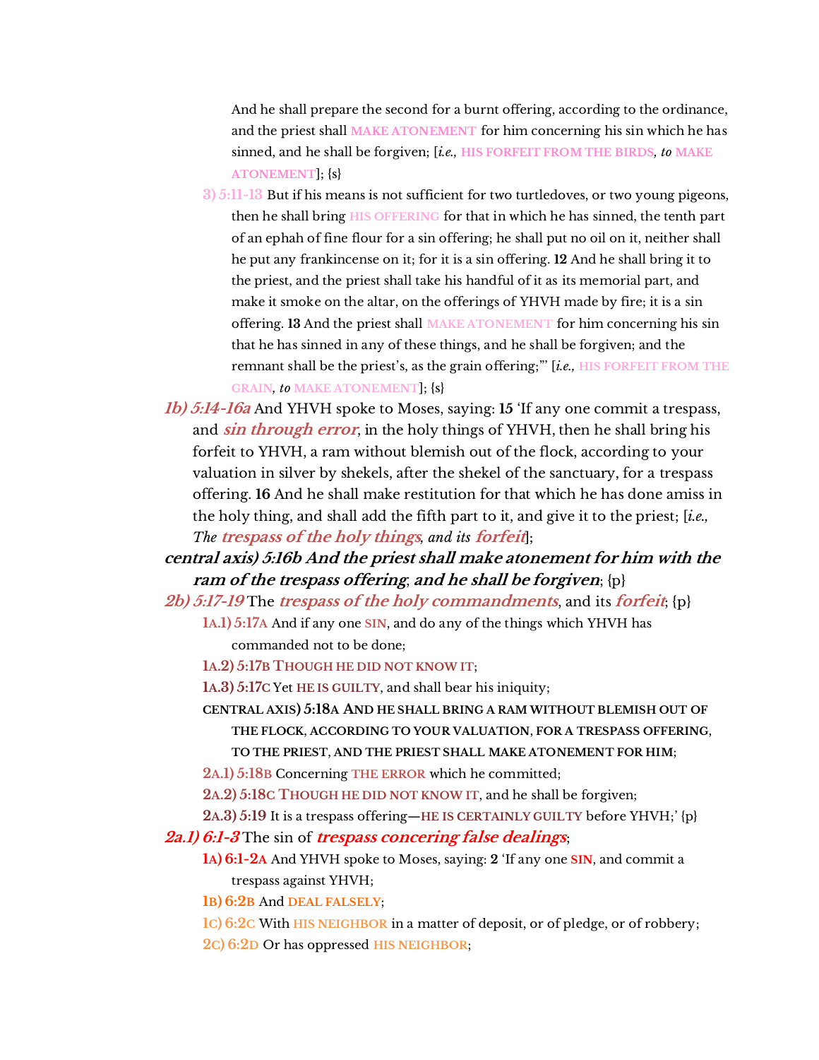And he shall prepare the second for a burnt offering, according to the ordinance, and the priest shall MAKE ATONEMENT for him concerning his sin which he has sinned, and he shall be forgiven; [*i.e.,* HIS FORFEIT FROM THE BIRDS, *to* MAKE ATONEMENT]; {s}

3) 5:11-13 But if his means is not sufficient for two turtledoves, or two young pigeons, then he shall bring HIS OFFERING for that in which he has sinned, the tenth part of an ephah of fine flour for a sin offering; he shall put no oil on it, neither shall he put any frankincense on it; for it is a sin offering. **12** And he shall bring it to the priest, and the priest shall take his handful of it as its memorial part, and make it smoke on the altar, on the offerings of YHVH made by fire; it is a sin offering. **13** And the priest shall MAKE ATONEMENT for him concerning his sin that he has sinned in any of these things, and he shall be forgiven; and the remnant shall be the priest's, as the grain offering;'" [*i.e.,* HIS FORFEIT FROM THE GRAIN, *to* MAKE ATONEMENT]; {s}

***1b) 5:14-16a*** And YHVH spoke to Moses, saying: **15** 'If any one commit a trespass, and ***sin through error***, in the holy things of YHVH, then he shall bring his forfeit to YHVH, a ram without blemish out of the flock, according to your valuation in silver by shekels, after the shekel of the sanctuary, for a trespass offering. **16** And he shall make restitution for that which he has done amiss in the holy thing, and shall add the fifth part to it, and give it to the priest; [*i.e., The* ***trespass of the holy things****, and its* ***forfeit***];

***central axis) 5:16b And the priest shall make atonement for him with the ram of the trespass offering; and he shall be forgiven***; {p}

***2b) 5:17-19*** The ***trespass of the holy commandments***, and its ***forfeit***; {p}

1A.1) 5:17A And if any one SIN, and do any of the things which YHVH has commanded not to be done;

1A.2) 5:17B THOUGH HE DID NOT KNOW IT;

1A.3) 5:17C Yet HE IS GUILTY, and shall bear his iniquity;

**CENTRAL AXIS) 5:18A AND HE SHALL BRING A RAM WITHOUT BLEMISH OUT OF THE FLOCK, ACCORDING TO YOUR VALUATION, FOR A TRESPASS OFFERING, TO THE PRIEST, AND THE PRIEST SHALL MAKE ATONEMENT FOR HIM;**

2A.1) 5:18B Concerning THE ERROR which he committed;

2A.2) 5:18C THOUGH HE DID NOT KNOW IT, and he shall be forgiven;

2A.3) 5:19 It is a trespass offering—HE IS CERTAINLY GUILTY before YHVH;' {p}

***2a.1) 6:1-3*** The sin of ***trespass concering false dealings***;

1A) 6:1-2A And YHVH spoke to Moses, saying: **2** 'If any one SIN, and commit a trespass against YHVH;

1B) 6:2B And DEAL FALSELY;

1C) 6:2C With HIS NEIGHBOR in a matter of deposit, or of pledge, or of robbery;

2C) 6:2D Or has oppressed HIS NEIGHBOR;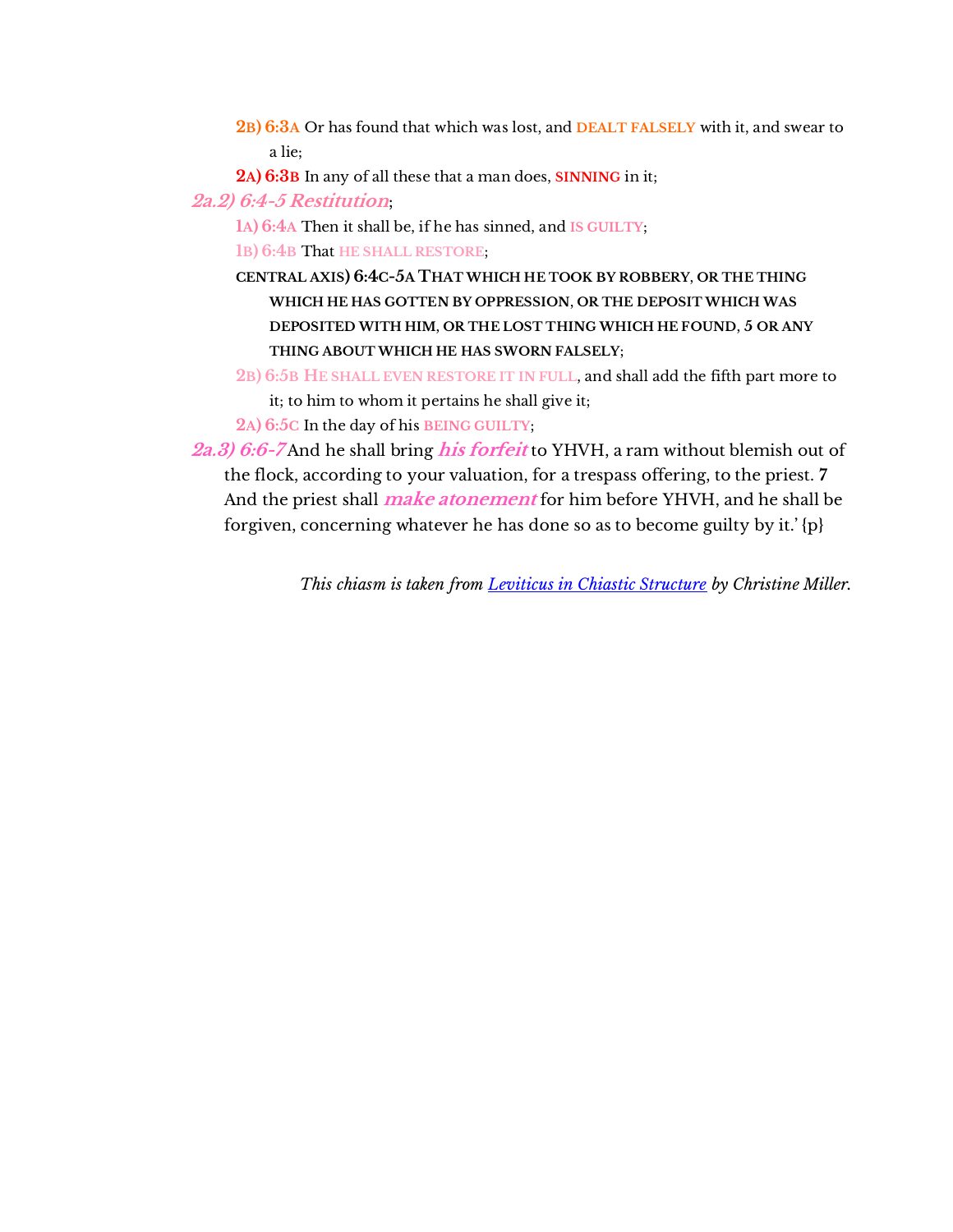2B) 6:3A Or has found that which was lost, and DEALT FALSELY with it, and swear to a lie;

2A) 6:3B In any of all these that a man does, SINNING in it;

***2a.2) 6:4-5 Restitution***;

1A) 6:4A Then it shall be, if he has sinned, and IS GUILTY;

1B) 6:4B That HE SHALL RESTORE;

**CENTRAL AXIS) 6:4C-5A THAT WHICH HE TOOK BY ROBBERY, OR THE THING WHICH HE HAS GOTTEN BY OPPRESSION, OR THE DEPOSIT WHICH WAS DEPOSITED WITH HIM, OR THE LOST THING WHICH HE FOUND, 5 OR ANY THING ABOUT WHICH HE HAS SWORN FALSELY;**

2B) 6:5B HE SHALL EVEN RESTORE IT IN FULL, and shall add the fifth part more to it; to him to whom it pertains he shall give it;

2A) 6:5C In the day of his BEING GUILTY;

***2a.3) 6:6-7*** And he shall bring ***his forfeit*** to YHVH, a ram without blemish out of the flock, according to your valuation, for a trespass offering, to the priest. **7** And the priest shall ***make atonement*** for him before YHVH, and he shall be forgiven, concerning whatever he has done so as to become guilty by it.' {p}

*This chiasm is taken from [Leviticus in Chiastic Structure]() by Christine Miller.*